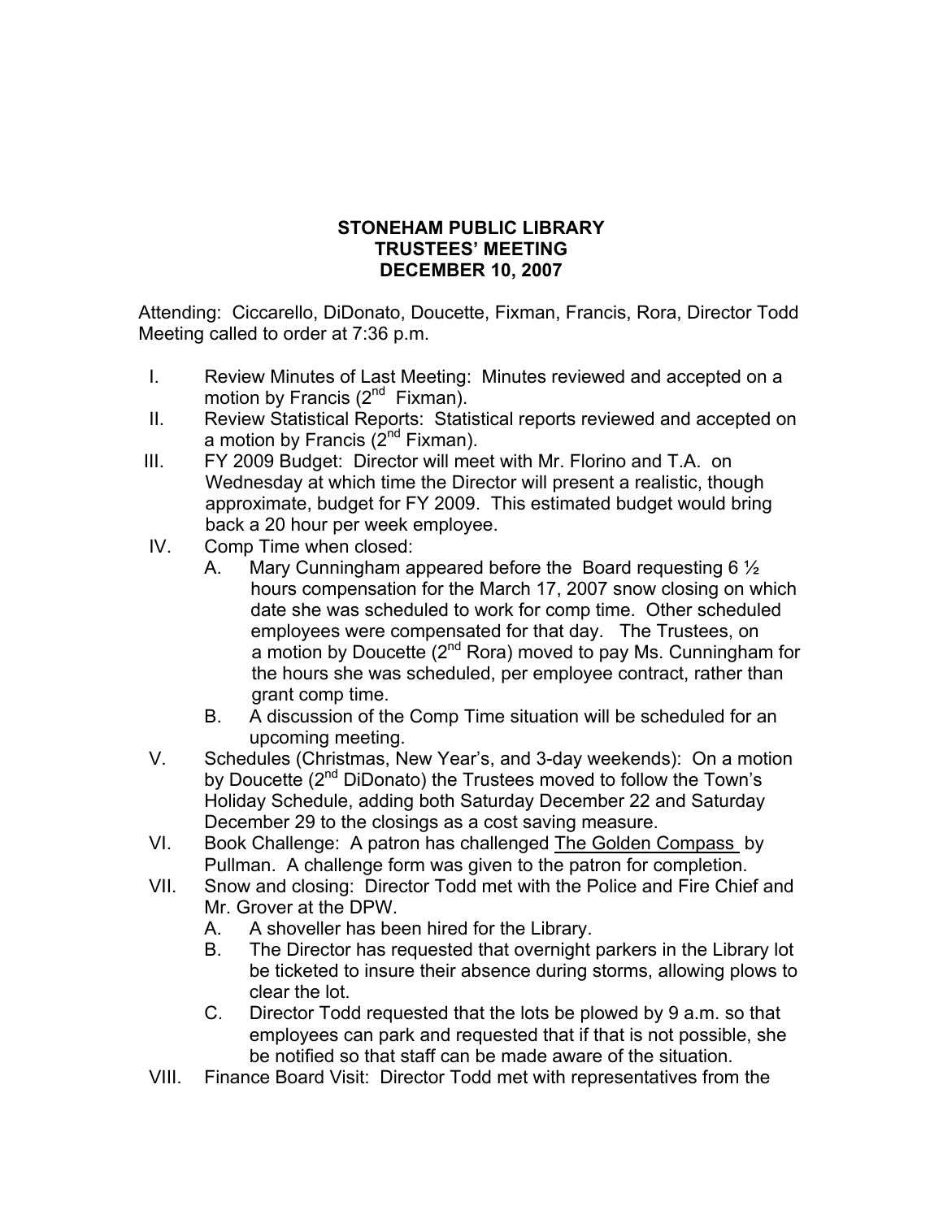# STONEHAM PUBLIC LIBRARY
## TRUSTEES' MEETING
## DECEMBER 10, 2007

Attending: Ciccarello, DiDonato, Doucette, Fixman, Francis, Rora, Director Todd
Meeting called to order at 7:36 p.m.

I. Review Minutes of Last Meeting: Minutes reviewed and accepted on a motion by Francis (2nd Fixman).

II. Review Statistical Reports: Statistical reports reviewed and accepted on a motion by Francis (2nd Fixman).

III. FY 2009 Budget: Director will meet with Mr. Florino and T.A. on Wednesday at which time the Director will present a realistic, though approximate, budget for FY 2009. This estimated budget would bring back a 20 hour per week employee.

IV. Comp Time when closed:
   - A. Mary Cunningham appeared before the Board requesting 6 ½ hours compensation for the March 17, 2007 snow closing on which date she was scheduled to work for comp time. Other scheduled employees were compensated for that day. The Trustees, on a motion by Doucette (2nd Rora) moved to pay Ms. Cunningham for the hours she was scheduled, per employee contract, rather than grant comp time.
   - B. A discussion of the Comp Time situation will be scheduled for an upcoming meeting.

V. Schedules (Christmas, New Year's, and 3-day weekends): On a motion by Doucette (2nd DiDonato) the Trustees moved to follow the Town's Holiday Schedule, adding both Saturday December 22 and Saturday December 29 to the closings as a cost saving measure.

VI. Book Challenge: A patron has challenged The Golden Compass by Pullman. A challenge form was given to the patron for completion.

VII. Snow and closing: Director Todd met with the Police and Fire Chief and Mr. Grover at the DPW.
   - A. A shoveller has been hired for the Library.
   - B. The Director has requested that overnight parkers in the Library lot be ticketed to insure their absence during storms, allowing plows to clear the lot.
   - C. Director Todd requested that the lots be plowed by 9 a.m. so that employees can park and requested that if that is not possible, she be notified so that staff can be made aware of the situation.

VIII. Finance Board Visit: Director Todd met with representatives from the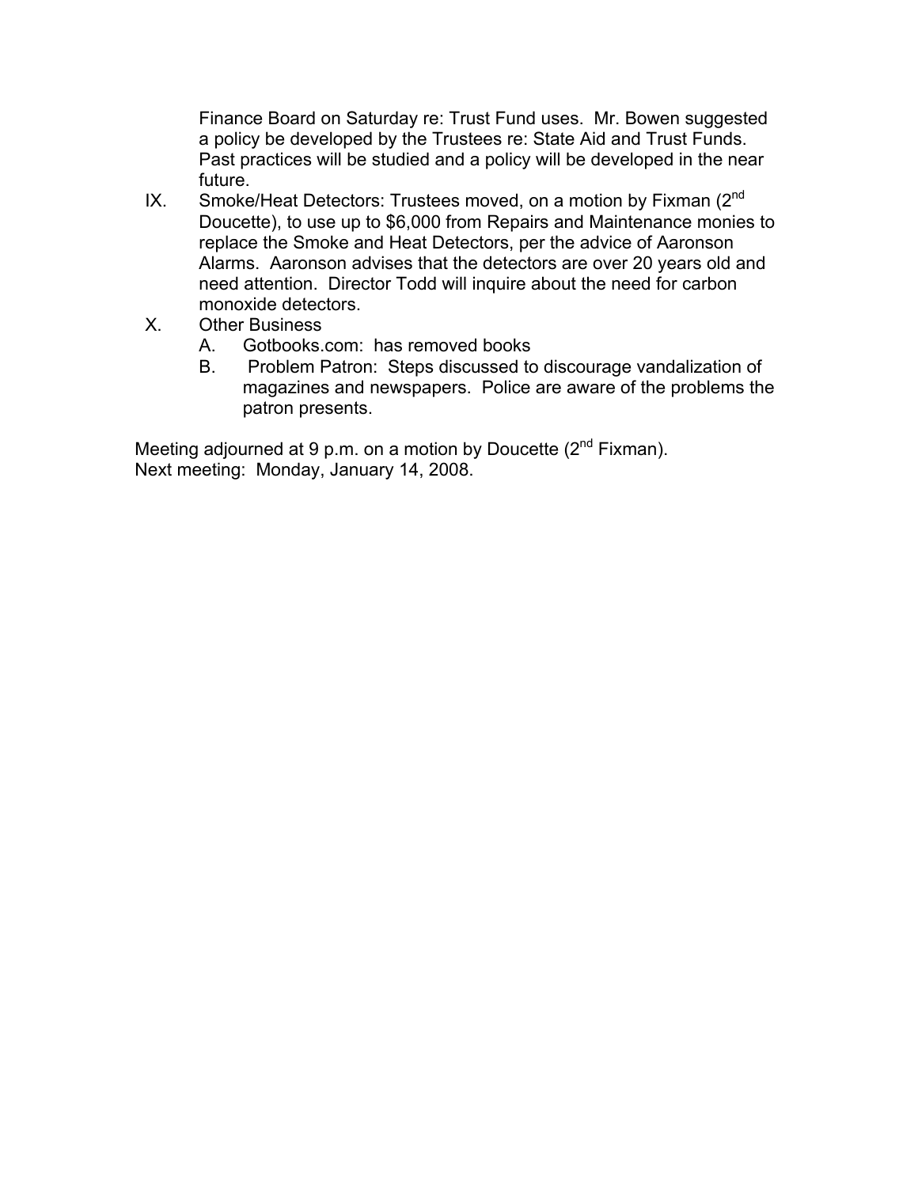Finance Board on Saturday re: Trust Fund uses. Mr. Bowen suggested a policy be developed by the Trustees re: State Aid and Trust Funds. Past practices will be studied and a policy will be developed in the near future.

IX. Smoke/Heat Detectors: Trustees moved, on a motion by Fixman (2nd Doucette), to use up to $6,000 from Repairs and Maintenance monies to replace the Smoke and Heat Detectors, per the advice of Aaronson Alarms. Aaronson advises that the detectors are over 20 years old and need attention. Director Todd will inquire about the need for carbon monoxide detectors.

X. Other Business
   A. Gotbooks.com: has removed books
   B. Problem Patron: Steps discussed to discourage vandalization of magazines and newspapers. Police are aware of the problems the patron presents.

Meeting adjourned at 9 p.m. on a motion by Doucette (2nd Fixman).
Next meeting: Monday, January 14, 2008.